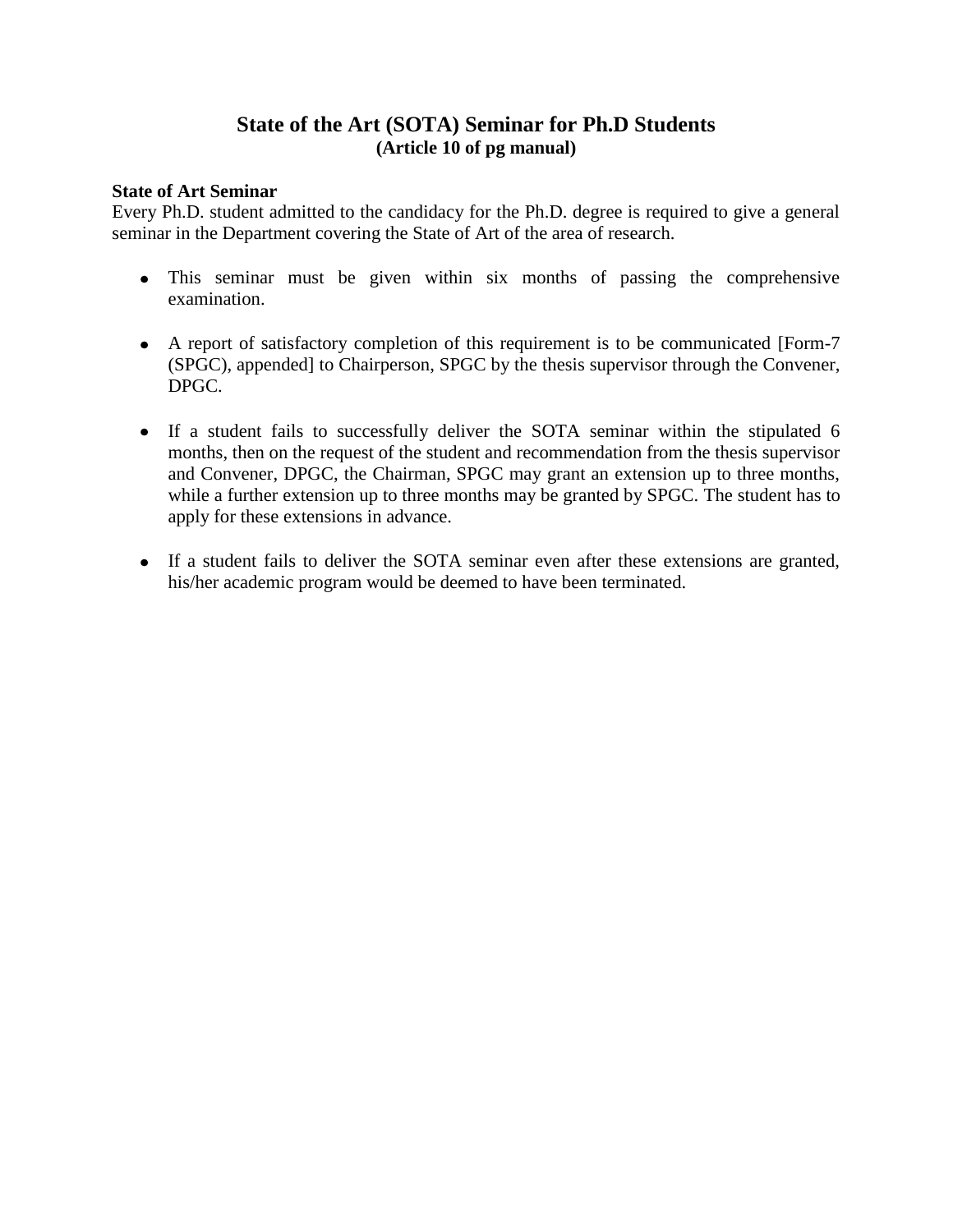# State of the Art (SOTA) Seminar for Ph.D Students

**(Article 10 of pg manual)**

**State of Art Seminar**

Every Ph.D. student admitted to the candidacy for the Ph.D. degree is required to give a general seminar in the Department covering the State of Art of the area of research.

- This seminar must be given within six months of passing the comprehensive examination.

- A report of satisfactory completion of this requirement is to be communicated [Form-7 (SPGC), appended] to Chairperson, SPGC by the thesis supervisor through the Convener, DPGC.

- If a student fails to successfully deliver the SOTA seminar within the stipulated 6 months, then on the request of the student and recommendation from the thesis supervisor and Convener, DPGC, the Chairman, SPGC may grant an extension up to three months, while a further extension up to three months may be granted by SPGC. The student has to apply for these extensions in advance.

- If a student fails to deliver the SOTA seminar even after these extensions are granted, his/her academic program would be deemed to have been terminated.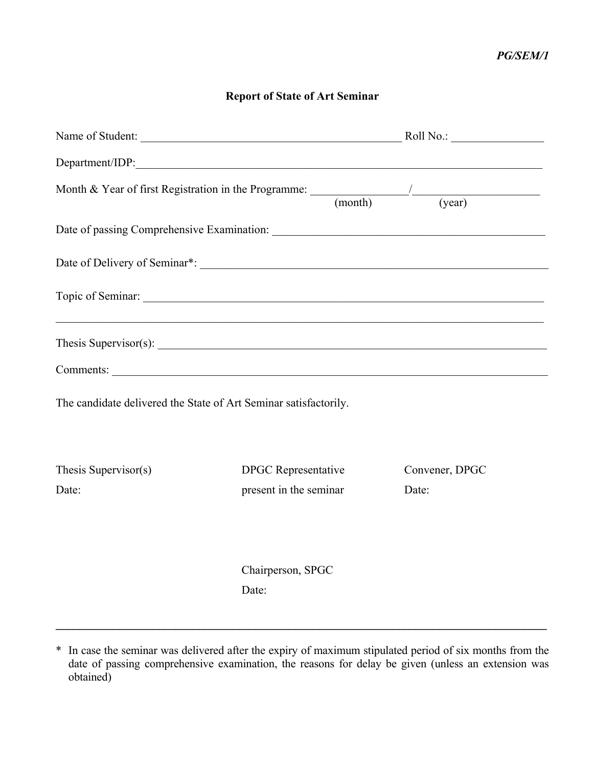*PG/SEM/1*

**Report of State of Art Seminar**

Name of Student: _______________________________________________ Roll No.: ________________

Department/IDP:___________________________________________________________________________

Month & Year of first Registration in the Programme: _________________/______________________
(month) (year)

Date of passing Comprehensive Examination: ________________________________________________

Date of Delivery of Seminar*: _______________________________________________________________

Topic of Seminar: ___________________________________________________________________________

_________________________________________________________________________________________

Thesis Supervisor(s): _________________________________________________________________________

Comments: __________________________________________________________________________________

The candidate delivered the State of Art Seminar satisfactorily.

| | | |
|---|---|---|
| Thesis Supervisor(s) | DPGC Representative | Convener, DPGC |
| Date: | present in the seminar | Date: |

Chairperson, SPGC
Date:

---

\* In case the seminar was delivered after the expiry of maximum stipulated period of six months from the date of passing comprehensive examination, the reasons for delay be given (unless an extension was obtained)